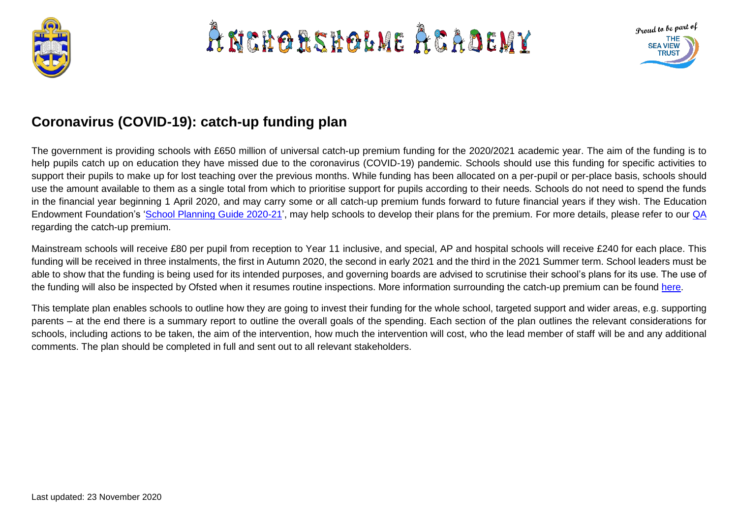# Anchorsholme Academy

Proud to be part of THE SEA VIEW TRUST

## Coronavirus (COVID-19): catch-up funding plan

The government is providing schools with £650 million of universal catch-up premium funding for the 2020/2021 academic year. The aim of the funding is to help pupils catch up on education they have missed due to the coronavirus (COVID-19) pandemic. Schools should use this funding for specific activities to support their pupils to make up for lost teaching over the previous months. While funding has been allocated on a per-pupil or per-place basis, schools should use the amount available to them as a single total from which to prioritise support for pupils according to their needs. Schools do not need to spend the funds in the financial year beginning 1 April 2020, and may carry some or all catch-up premium funds forward to future financial years if they wish. The Education Endowment Foundation's 'School Planning Guide 2020-21', may help schools to develop their plans for the premium. For more details, please refer to our QA regarding the catch-up premium.

Mainstream schools will receive £80 per pupil from reception to Year 11 inclusive, and special, AP and hospital schools will receive £240 for each place. This funding will be received in three instalments, the first in Autumn 2020, the second in early 2021 and the third in the 2021 Summer term. School leaders must be able to show that the funding is being used for its intended purposes, and governing boards are advised to scrutinise their school's plans for its use. The use of the funding will also be inspected by Ofsted when it resumes routine inspections. More information surrounding the catch-up premium can be found here.

This template plan enables schools to outline how they are going to invest their funding for the whole school, targeted support and wider areas, e.g. supporting parents – at the end there is a summary report to outline the overall goals of the spending. Each section of the plan outlines the relevant considerations for schools, including actions to be taken, the aim of the intervention, how much the intervention will cost, who the lead member of staff will be and any additional comments. The plan should be completed in full and sent out to all relevant stakeholders.

Last updated: 23 November 2020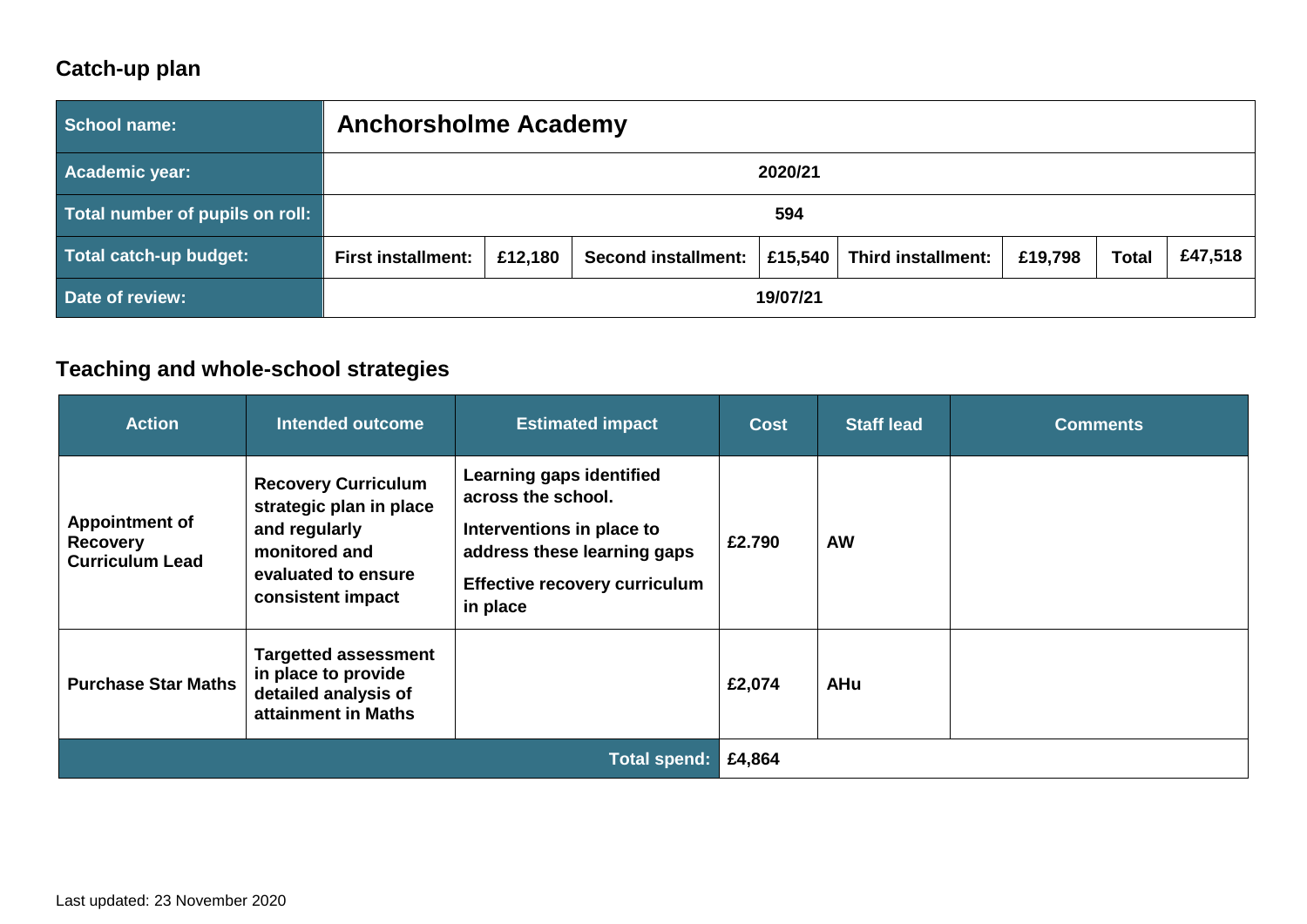## Catch-up plan

| School name: | Anchorsholme Academy | | | | | | | |
|---|---|---|---|---|---|---|---|---|
| Academic year: | 2020/21 | | | | | | | |
| Total number of pupils on roll: | 594 | | | | | | | |
| Total catch-up budget: | First installment: | £12,180 | Second installment: | £15,540 | Third installment: | £19,798 | Total | £47,518 |
| Date of review: | 19/07/21 | | | | | | | |

## Teaching and whole-school strategies

| Action | Intended outcome | Estimated impact | Cost | Staff lead | Comments |
|---|---|---|---|---|---|
| Appointment of Recovery Curriculum Lead | Recovery Curriculum strategic plan in place and regularly monitored and evaluated to ensure consistent impact | Learning gaps identified across the school.<br>Interventions in place to address these learning gaps<br>Effective recovery curriculum in place | £2.790 | AW | |
| Purchase Star Maths | Targetted assessment in place to provide detailed analysis of attainment in Maths | | £2,074 | AHu | |
| | | Total spend: | £4,864 | | |

Last updated: 23 November 2020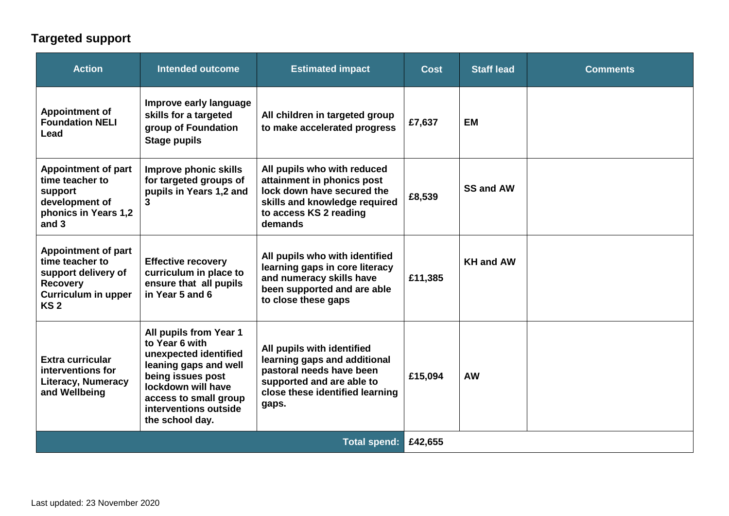## Targeted support

| Action | Intended outcome | Estimated impact | Cost | Staff lead | Comments |
|---|---|---|---|---|---|
| **Appointment of Foundation NELI Lead** | **Improve early language skills for a targeted group of Foundation Stage pupils** | **All children in targeted group to make accelerated progress** | **£7,637** | **EM** | |
| **Appointment of part time teacher to support development of phonics in Years 1,2 and 3** | **Improve phonic skills for targeted groups of pupils in Years 1,2 and 3** | **All pupils who with reduced attainment in phonics post lock down have secured the skills and knowledge required to access KS 2 reading demands** | **£8,539** | **SS and AW** | |
| **Appointment of part time teacher to support delivery of Recovery Curriculum in upper KS 2** | **Effective recovery curriculum in place to ensure that all pupils in Year 5 and 6** | **All pupils who with identified learning gaps in core literacy and numeracy skills have been supported and are able to close these gaps** | **£11,385** | **KH and AW** | |
| **Extra curricular interventions for Literacy, Numeracy and Wellbeing** | **All pupils from Year 1 to Year 6 with unexpected identified leaning gaps and well being issues post lockdown will have access to small group interventions outside the school day.** | **All pupils with identified learning gaps and additional pastoral needs have been supported and are able to close these identified learning gaps.** | **£15,094** | **AW** | |
| | | **Total spend:** | **£42,655** | | |

Last updated: 23 November 2020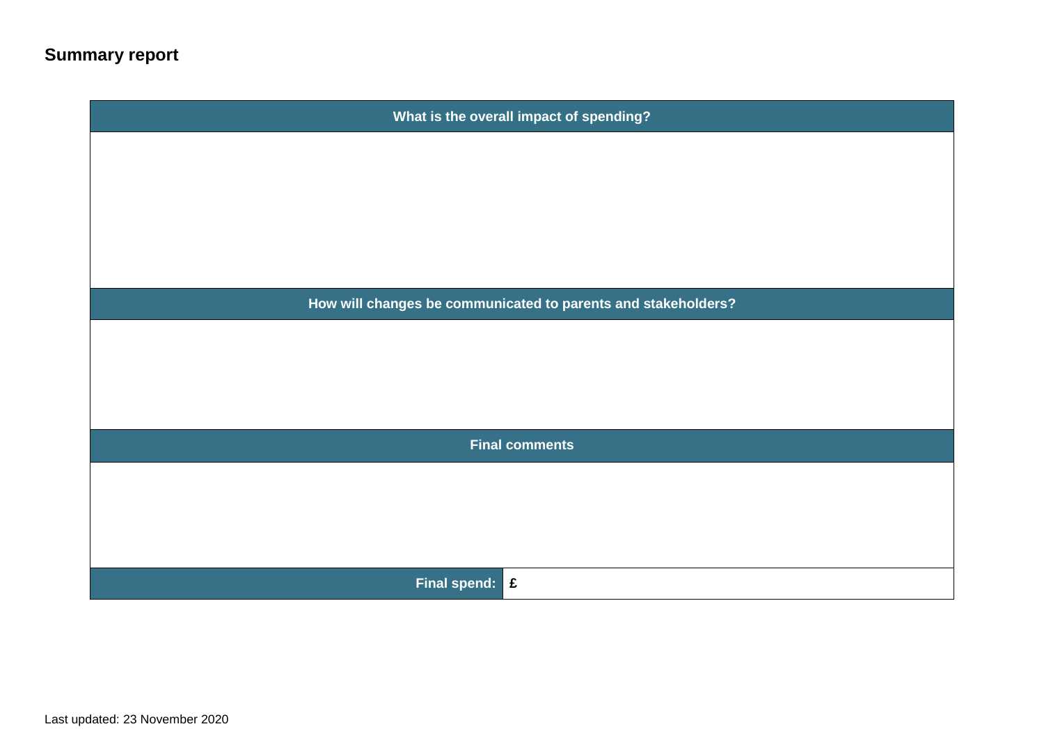## Summary report

| What is the overall impact of spending? | |
|---|---|
| | |
| **How will changes be communicated to parents and stakeholders?** | |
| | |
| **Final comments** | |
| | |
| **Final spend:** | **£** |

Last updated: 23 November 2020